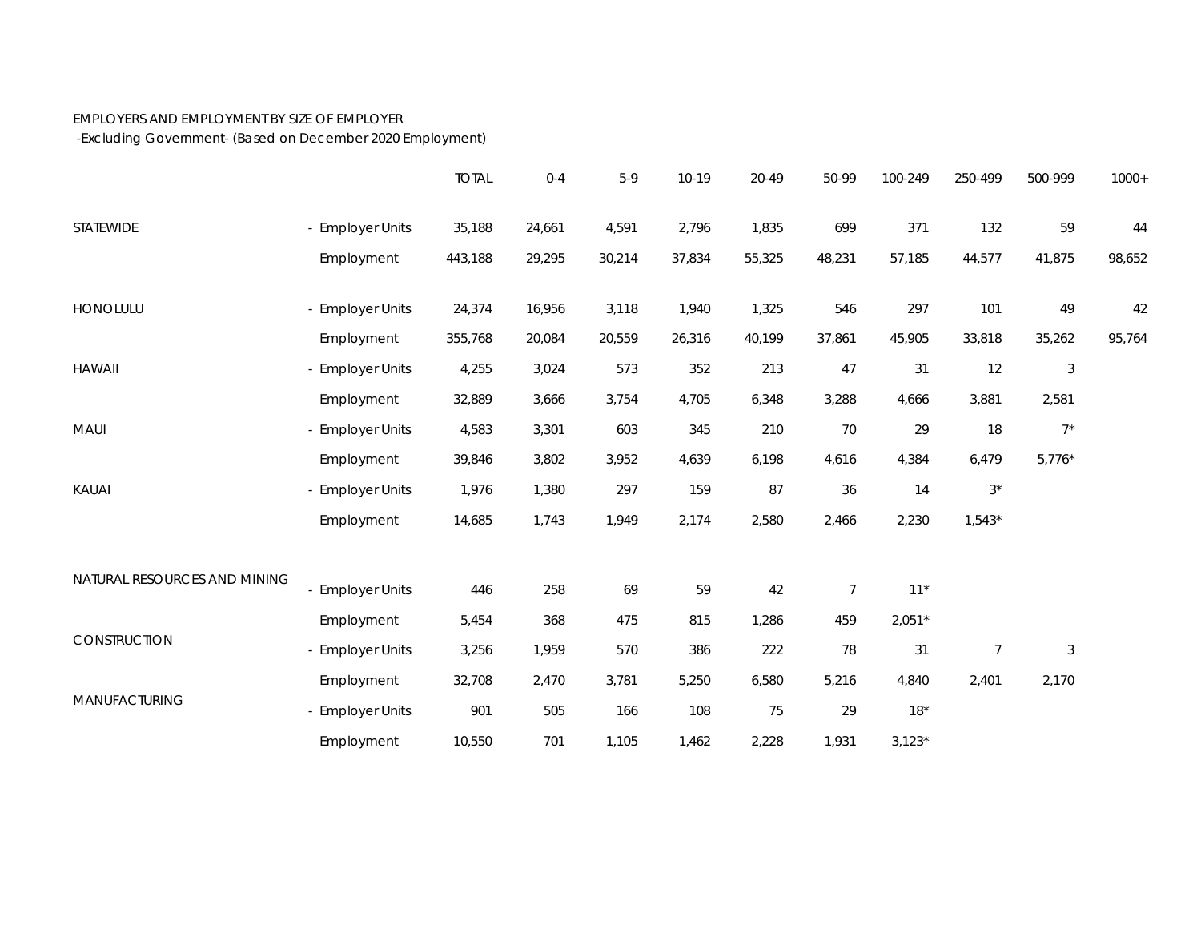EMPLOYERS AND EMPLOYMENT BY SIZE OF EMPLOYER
-Excluding Government- (Based on December 2020 Employment)

| | | TOTAL | 0-4 | 5-9 | 10-19 | 20-49 | 50-99 | 100-249 | 250-499 | 500-999 | 1000+ |
|---|---|---|---|---|---|---|---|---|---|---|---|
| STATEWIDE | - Employer Units | 35,188 | 24,661 | 4,591 | 2,796 | 1,835 | 699 | 371 | 132 | 59 | 44 |
| | Employment | 443,188 | 29,295 | 30,214 | 37,834 | 55,325 | 48,231 | 57,185 | 44,577 | 41,875 | 98,652 |
| HONOLULU | - Employer Units | 24,374 | 16,956 | 3,118 | 1,940 | 1,325 | 546 | 297 | 101 | 49 | 42 |
| | Employment | 355,768 | 20,084 | 20,559 | 26,316 | 40,199 | 37,861 | 45,905 | 33,818 | 35,262 | 95,764 |
| HAWAII | - Employer Units | 4,255 | 3,024 | 573 | 352 | 213 | 47 | 31 | 12 | 3 | |
| | Employment | 32,889 | 3,666 | 3,754 | 4,705 | 6,348 | 3,288 | 4,666 | 3,881 | 2,581 | |
| MAUI | - Employer Units | 4,583 | 3,301 | 603 | 345 | 210 | 70 | 29 | 18 | 7* | |
| | Employment | 39,846 | 3,802 | 3,952 | 4,639 | 6,198 | 4,616 | 4,384 | 6,479 | 5,776* | |
| KAUAI | - Employer Units | 1,976 | 1,380 | 297 | 159 | 87 | 36 | 14 | 3* | | |
| | Employment | 14,685 | 1,743 | 1,949 | 2,174 | 2,580 | 2,466 | 2,230 | 1,543* | | |
| NATURAL RESOURCES AND MINING | - Employer Units | 446 | 258 | 69 | 59 | 42 | 7 | 11* | | | |
| | Employment | 5,454 | 368 | 475 | 815 | 1,286 | 459 | 2,051* | | | |
| CONSTRUCTION | - Employer Units | 3,256 | 1,959 | 570 | 386 | 222 | 78 | 31 | 7 | 3 | |
| | Employment | 32,708 | 2,470 | 3,781 | 5,250 | 6,580 | 5,216 | 4,840 | 2,401 | 2,170 | |
| MANUFACTURING | - Employer Units | 901 | 505 | 166 | 108 | 75 | 29 | 18* | | | |
| | Employment | 10,550 | 701 | 1,105 | 1,462 | 2,228 | 1,931 | 3,123* | | | |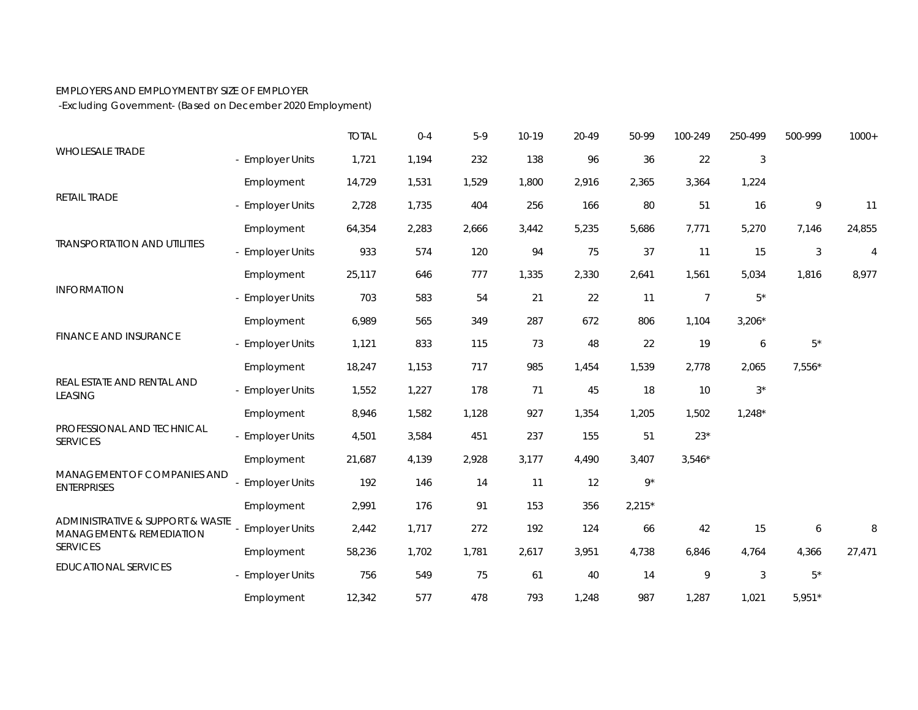EMPLOYERS AND EMPLOYMENT BY SIZE OF EMPLOYER
-Excluding Government- (Based on December 2020 Employment)

| | | TOTAL | 0-4 | 5-9 | 10-19 | 20-49 | 50-99 | 100-249 | 250-499 | 500-999 | 1000+ |
|---|---|---|---|---|---|---|---|---|---|---|---|
| WHOLESALE TRADE | - Employer Units | 1,721 | 1,194 | 232 | 138 | 96 | 36 | 22 | 3 | | |
| | Employment | 14,729 | 1,531 | 1,529 | 1,800 | 2,916 | 2,365 | 3,364 | 1,224 | | |
| RETAIL TRADE | - Employer Units | 2,728 | 1,735 | 404 | 256 | 166 | 80 | 51 | 16 | 9 | 11 |
| | Employment | 64,354 | 2,283 | 2,666 | 3,442 | 5,235 | 5,686 | 7,771 | 5,270 | 7,146 | 24,855 |
| TRANSPORTATION AND UTILITIES | - Employer Units | 933 | 574 | 120 | 94 | 75 | 37 | 11 | 15 | 3 | 4 |
| | Employment | 25,117 | 646 | 777 | 1,335 | 2,330 | 2,641 | 1,561 | 5,034 | 1,816 | 8,977 |
| INFORMATION | - Employer Units | 703 | 583 | 54 | 21 | 22 | 11 | 7 | 5* | | |
| | Employment | 6,989 | 565 | 349 | 287 | 672 | 806 | 1,104 | 3,206* | | |
| FINANCE AND INSURANCE | - Employer Units | 1,121 | 833 | 115 | 73 | 48 | 22 | 19 | 6 | 5* | |
| | Employment | 18,247 | 1,153 | 717 | 985 | 1,454 | 1,539 | 2,778 | 2,065 | 7,556* | |
| REAL ESTATE AND RENTAL AND LEASING | - Employer Units | 1,552 | 1,227 | 178 | 71 | 45 | 18 | 10 | 3* | | |
| | Employment | 8,946 | 1,582 | 1,128 | 927 | 1,354 | 1,205 | 1,502 | 1,248* | | |
| PROFESSIONAL AND TECHNICAL SERVICES | - Employer Units | 4,501 | 3,584 | 451 | 237 | 155 | 51 | 23* | | | |
| | Employment | 21,687 | 4,139 | 2,928 | 3,177 | 4,490 | 3,407 | 3,546* | | | |
| MANAGEMENT OF COMPANIES AND ENTERPRISES | - Employer Units | 192 | 146 | 14 | 11 | 12 | 9* | | | | |
| | Employment | 2,991 | 176 | 91 | 153 | 356 | 2,215* | | | | |
| ADMINISTRATIVE & SUPPORT & WASTE MANAGEMENT & REMEDIATION SERVICES | - Employer Units | 2,442 | 1,717 | 272 | 192 | 124 | 66 | 42 | 15 | 6 | 8 |
| | Employment | 58,236 | 1,702 | 1,781 | 2,617 | 3,951 | 4,738 | 6,846 | 4,764 | 4,366 | 27,471 |
| EDUCATIONAL SERVICES | - Employer Units | 756 | 549 | 75 | 61 | 40 | 14 | 9 | 3 | 5* | |
| | Employment | 12,342 | 577 | 478 | 793 | 1,248 | 987 | 1,287 | 1,021 | 5,951* | |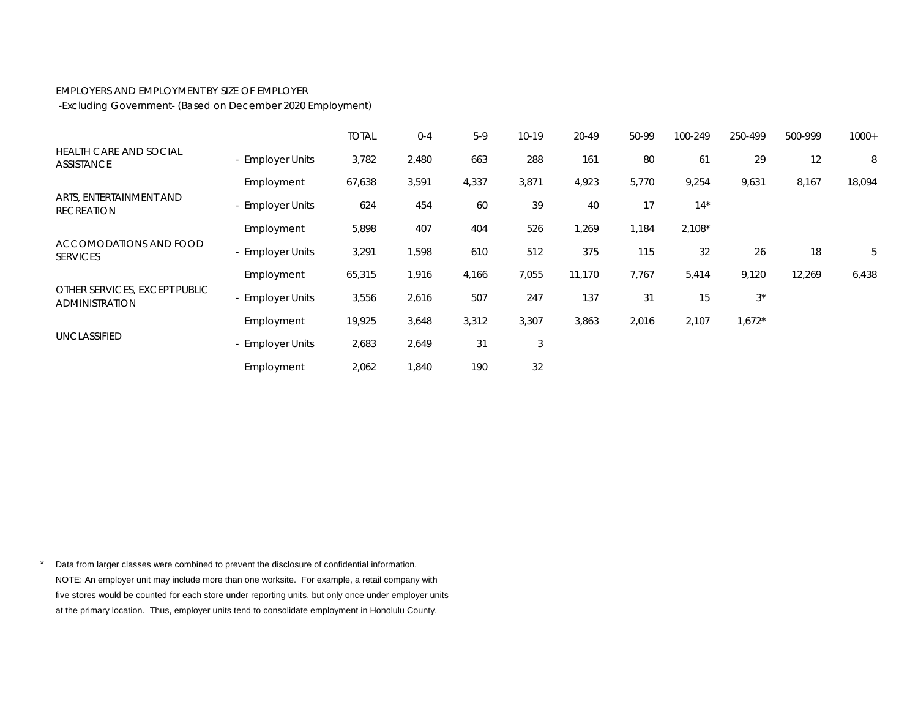EMPLOYERS AND EMPLOYMENT BY SIZE OF EMPLOYER

-Excluding Government- (Based on December 2020 Employment)

| | | TOTAL | 0-4 | 5-9 | 10-19 | 20-49 | 50-99 | 100-249 | 250-499 | 500-999 | 1000+ |
|---|---|---|---|---|---|---|---|---|---|---|---|
| HEALTH CARE AND SOCIAL ASSISTANCE | - Employer Units | 3,782 | 2,480 | 663 | 288 | 161 | 80 | 61 | 29 | 12 | 8 |
| | Employment | 67,638 | 3,591 | 4,337 | 3,871 | 4,923 | 5,770 | 9,254 | 9,631 | 8,167 | 18,094 |
| ARTS, ENTERTAINMENT AND RECREATION | - Employer Units | 624 | 454 | 60 | 39 | 40 | 17 | 14* | | | |
| | Employment | 5,898 | 407 | 404 | 526 | 1,269 | 1,184 | 2,108* | | | |
| ACCOMODATIONS AND FOOD SERVICES | - Employer Units | 3,291 | 1,598 | 610 | 512 | 375 | 115 | 32 | 26 | 18 | 5 |
| | Employment | 65,315 | 1,916 | 4,166 | 7,055 | 11,170 | 7,767 | 5,414 | 9,120 | 12,269 | 6,438 |
| OTHER SERVICES, EXCEPT PUBLIC ADMINISTRATION | - Employer Units | 3,556 | 2,616 | 507 | 247 | 137 | 31 | 15 | 3* | | |
| | Employment | 19,925 | 3,648 | 3,312 | 3,307 | 3,863 | 2,016 | 2,107 | 1,672* | | |
| UNCLASSIFIED | - Employer Units | 2,683 | 2,649 | 31 | 3 | | | | | | |
| | Employment | 2,062 | 1,840 | 190 | 32 | | | | | | |

\* Data from larger classes were combined to prevent the disclosure of confidential information.

NOTE: An employer unit may include more than one worksite. For example, a retail company with five stores would be counted for each store under reporting units, but only once under employer units at the primary location. Thus, employer units tend to consolidate employment in Honolulu County.